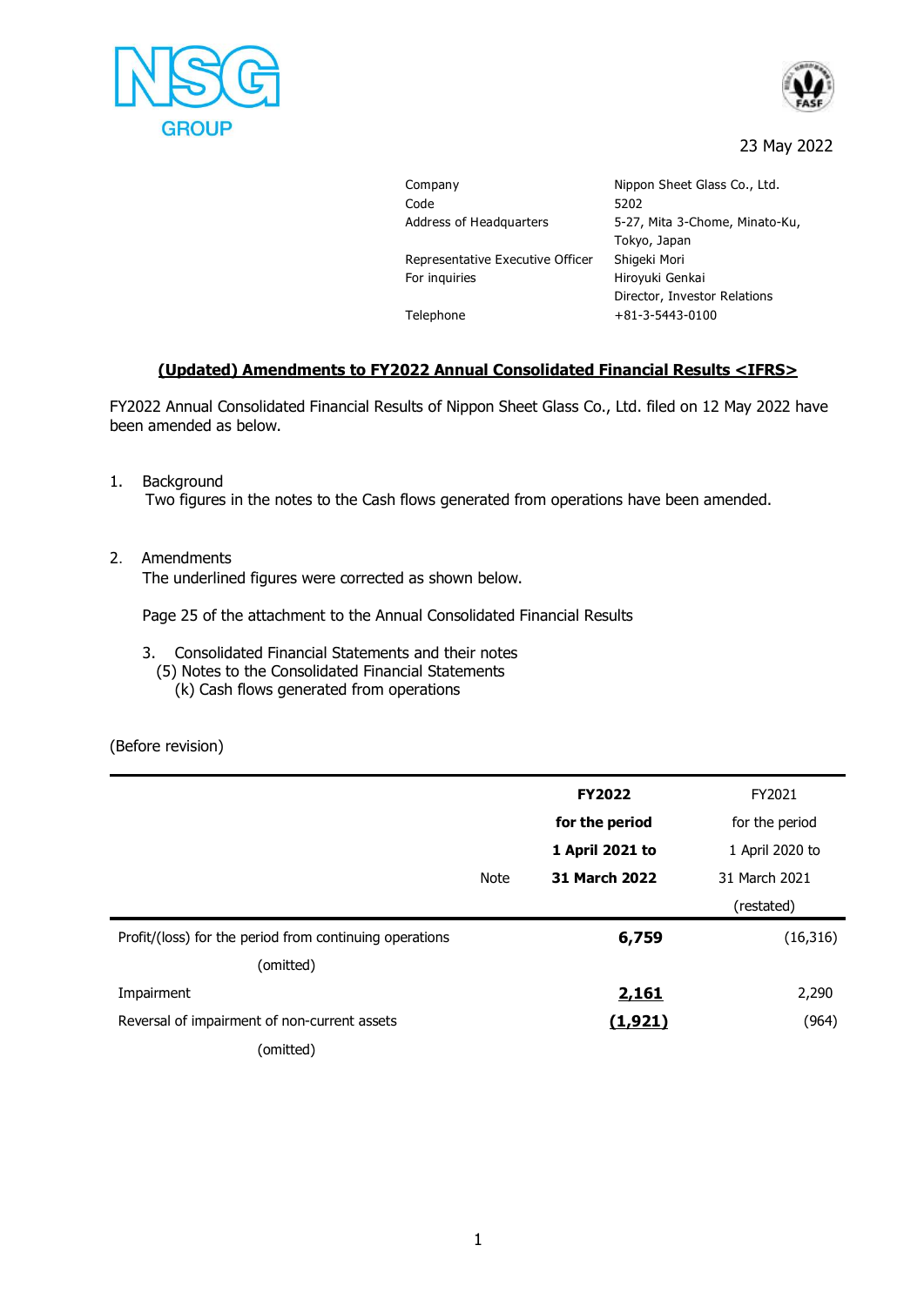NSG GROUP

23 May 2022

| | |
|---|---|
| Company | Nippon Sheet Glass Co., Ltd. |
| Code | 5202 |
| Address of Headquarters | 5-27, Mita 3-Chome, Minato-Ku, Tokyo, Japan |
| Representative Executive Officer | Shigeki Mori |
| For inquiries | Hiroyuki Genkai<br>Director, Investor Relations |
| Telephone | +81-3-5443-0100 |

## (Updated) Amendments to FY2022 Annual Consolidated Financial Results <IFRS>

FY2022 Annual Consolidated Financial Results of Nippon Sheet Glass Co., Ltd. filed on 12 May 2022 have been amended as below.

1. Background

   Two figures in the notes to the Cash flows generated from operations have been amended.

2. Amendments

   The underlined figures were corrected as shown below.

   Page 25 of the attachment to the Annual Consolidated Financial Results

   3. Consolidated Financial Statements and their notes
      (5) Notes to the Consolidated Financial Statements
         (k) Cash flows generated from operations

(Before revision)

| | Note | **FY2022 for the period 1 April 2021 to 31 March 2022** | FY2021 for the period 1 April 2020 to 31 March 2021 (restated) |
|---|---|---|---|
| Profit/(loss) for the period from continuing operations | | **6,759** | (16,316) |
| (omitted) | | | |
| Impairment | | **<u>2,161</u>** | 2,290 |
| Reversal of impairment of non-current assets | | **<u>(1,921)</u>** | (964) |
| (omitted) | | | |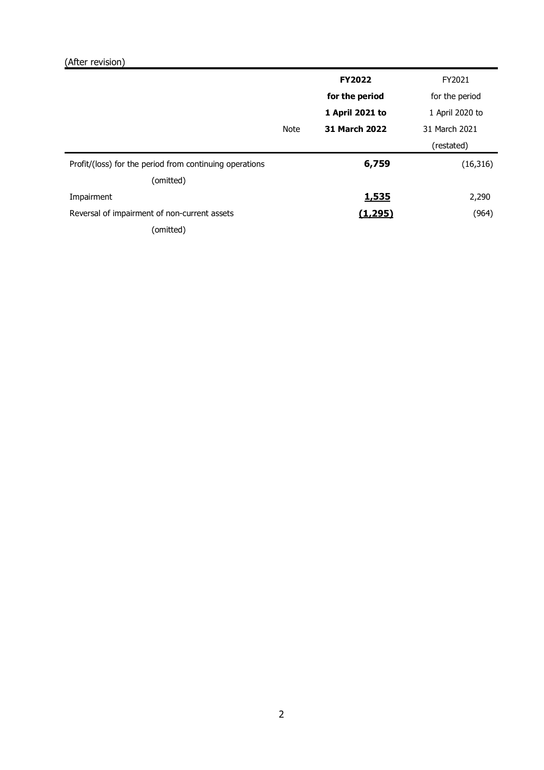(After revision)

| | Note | **FY2022 for the period 1 April 2021 to 31 March 2022** | FY2021 for the period 1 April 2020 to 31 March 2021 (restated) |
|---|---|---|---|
| Profit/(loss) for the period from continuing operations | | **6,759** | (16,316) |
| (omitted) | | | |
| Impairment | | **1,535** | 2,290 |
| Reversal of impairment of non-current assets | | **(1,295)** | (964) |
| (omitted) | | | |